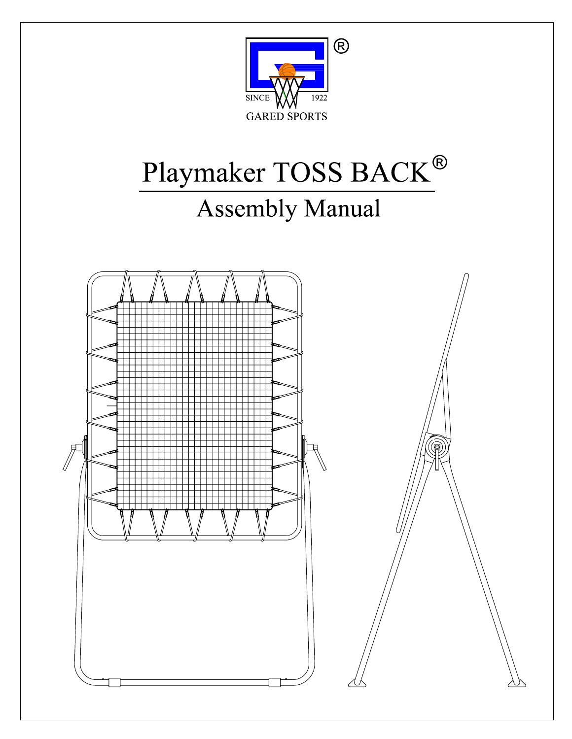SINCE 1922

GARED SPORTS

# Playmaker TOSS BACK®

## Assembly Manual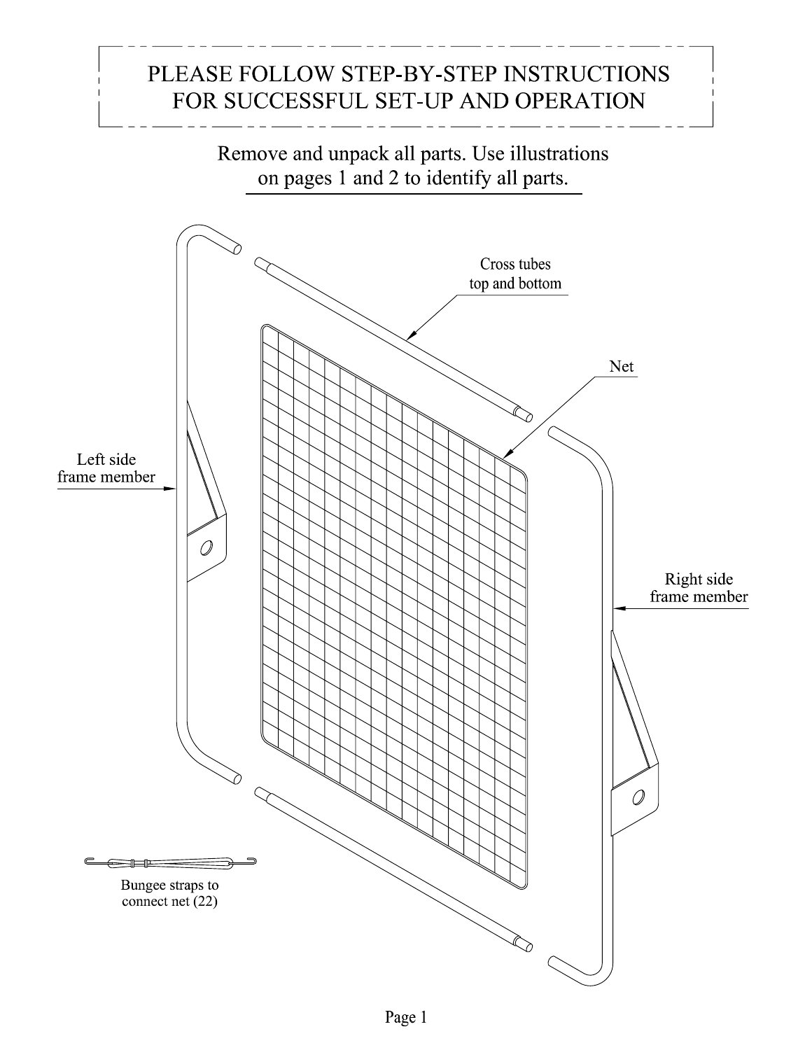# PLEASE FOLLOW STEP-BY-STEP INSTRUCTIONS FOR SUCCESSFUL SET-UP AND OPERATION

Remove and unpack all parts. Use illustrations on pages 1 and 2 to identify all parts.

Cross tubes top and bottom

Net

Left side frame member

Right side frame member

Bungee straps to connect net (22)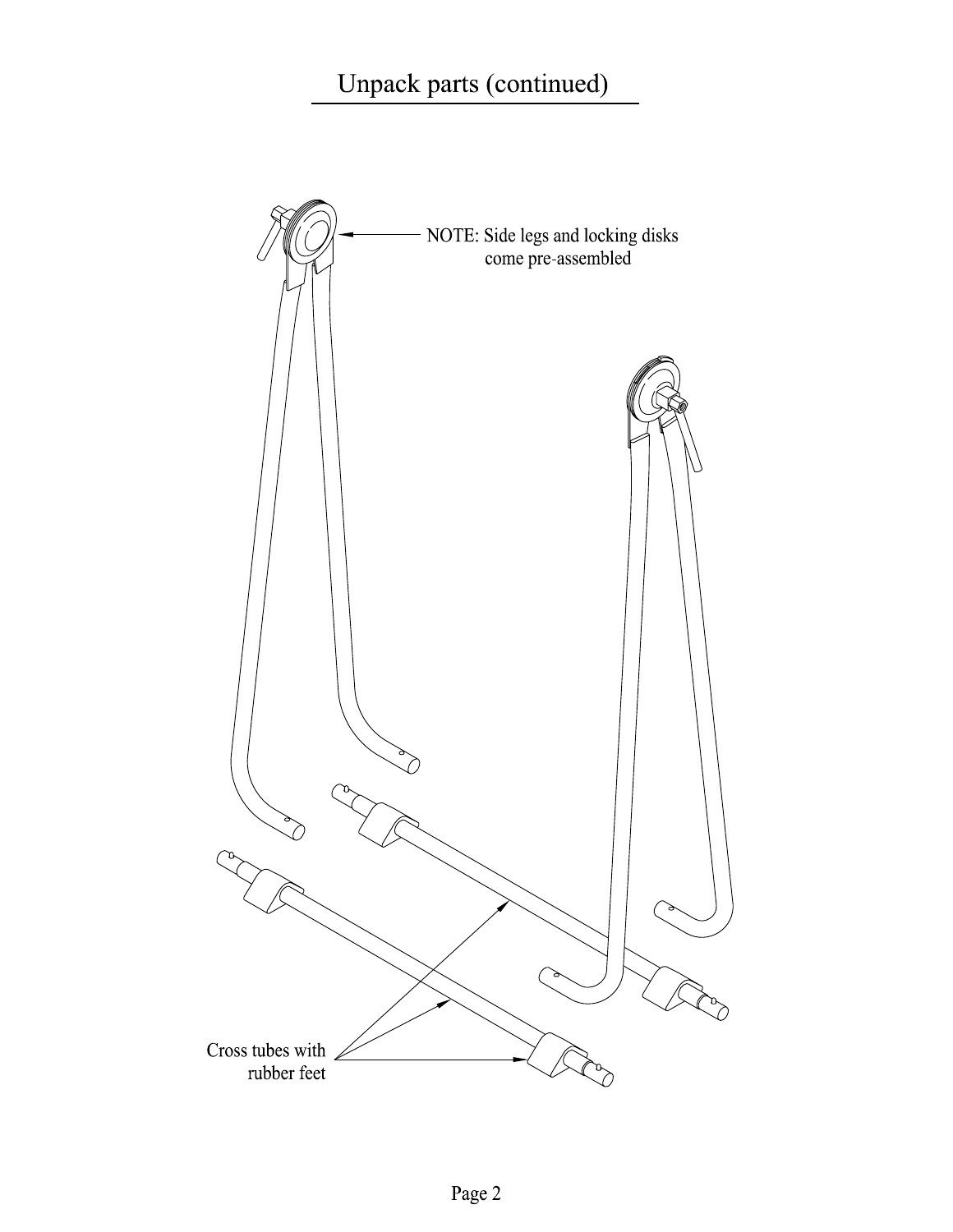# Unpack parts (continued)

NOTE: Side legs and locking disks come pre-assembled

Cross tubes with rubber feet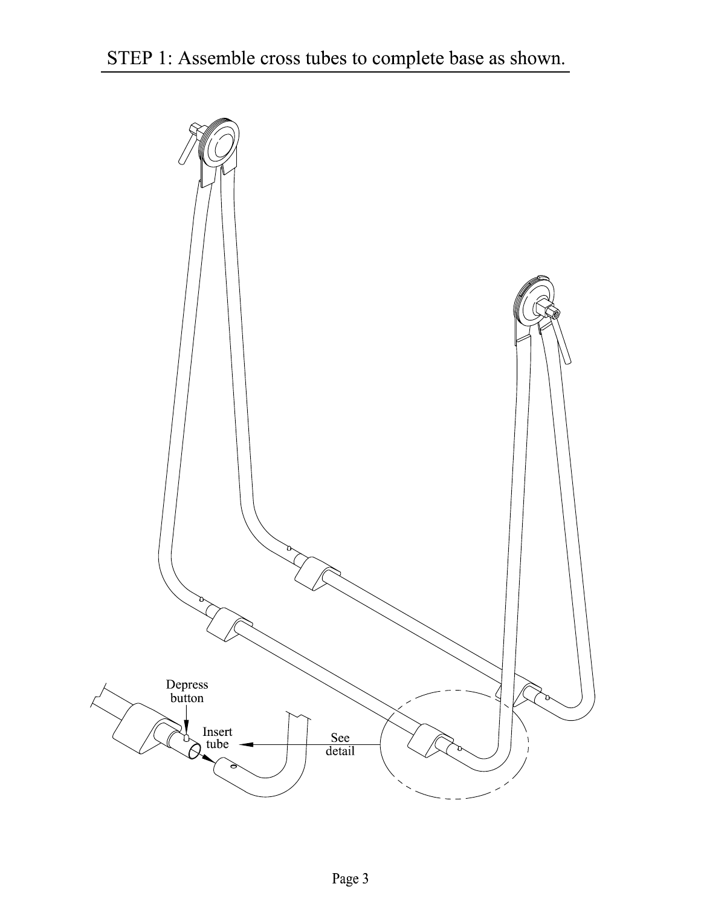## STEP 1: Assemble cross tubes to complete base as shown.

Depress button

Insert tube

See detail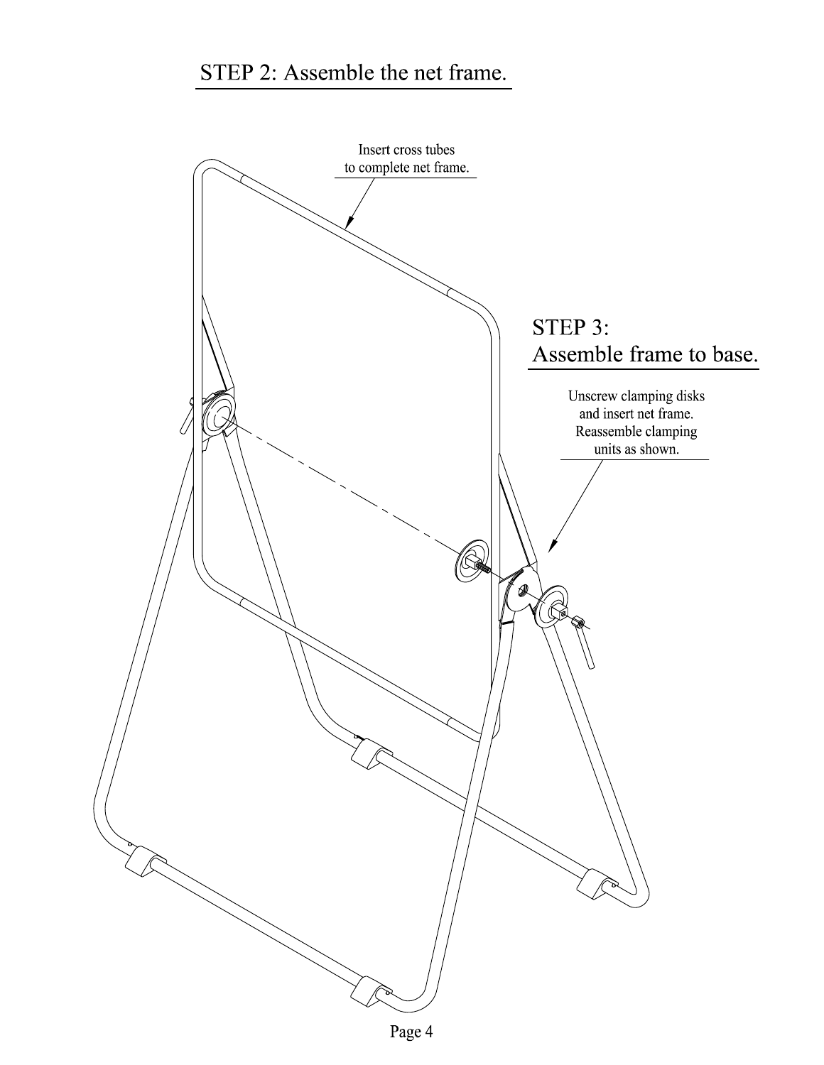## STEP 2: Assemble the net frame.

Insert cross tubes to complete net frame.

## STEP 3: Assemble frame to base.

Unscrew clamping disks and insert net frame. Reassemble clamping units as shown.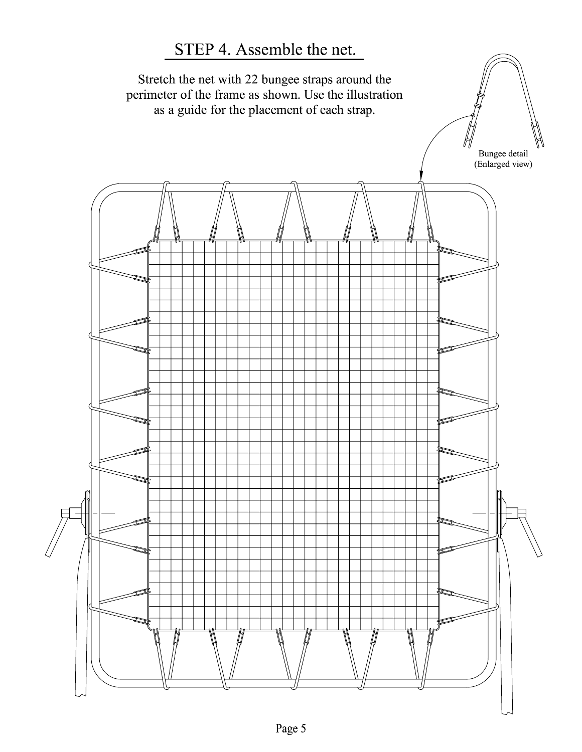## STEP 4. Assemble the net.

Stretch the net with 22 bungee straps around the perimeter of the frame as shown. Use the illustration as a guide for the placement of each strap.

Bungee detail
(Enlarged view)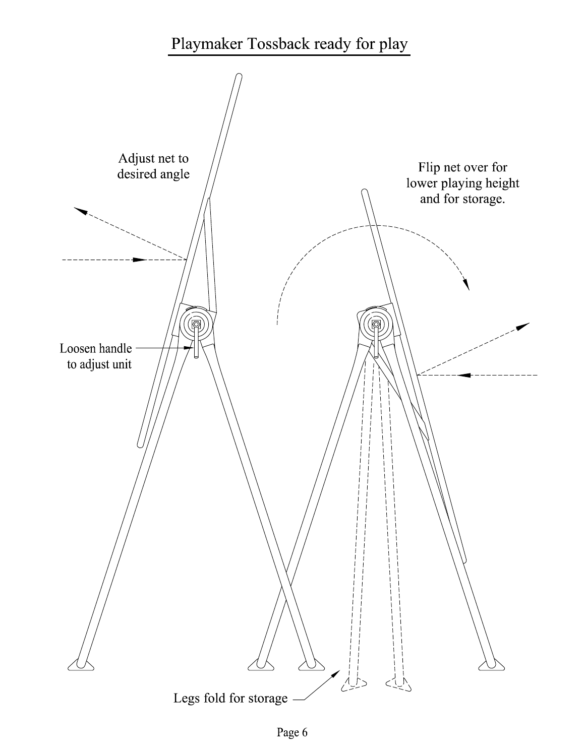# Playmaker Tossback ready for play

Adjust net to desired angle

Flip net over for lower playing height and for storage.

Loosen handle to adjust unit

Legs fold for storage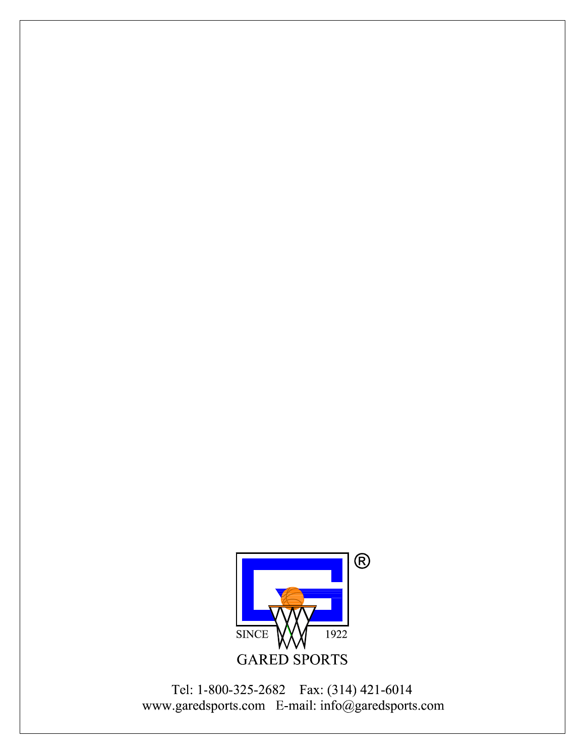SINCE 1922

GARED SPORTS

Tel: 1-800-325-2682 Fax: (314) 421-6014
www.garedsports.com E-mail: info@garedsports.com